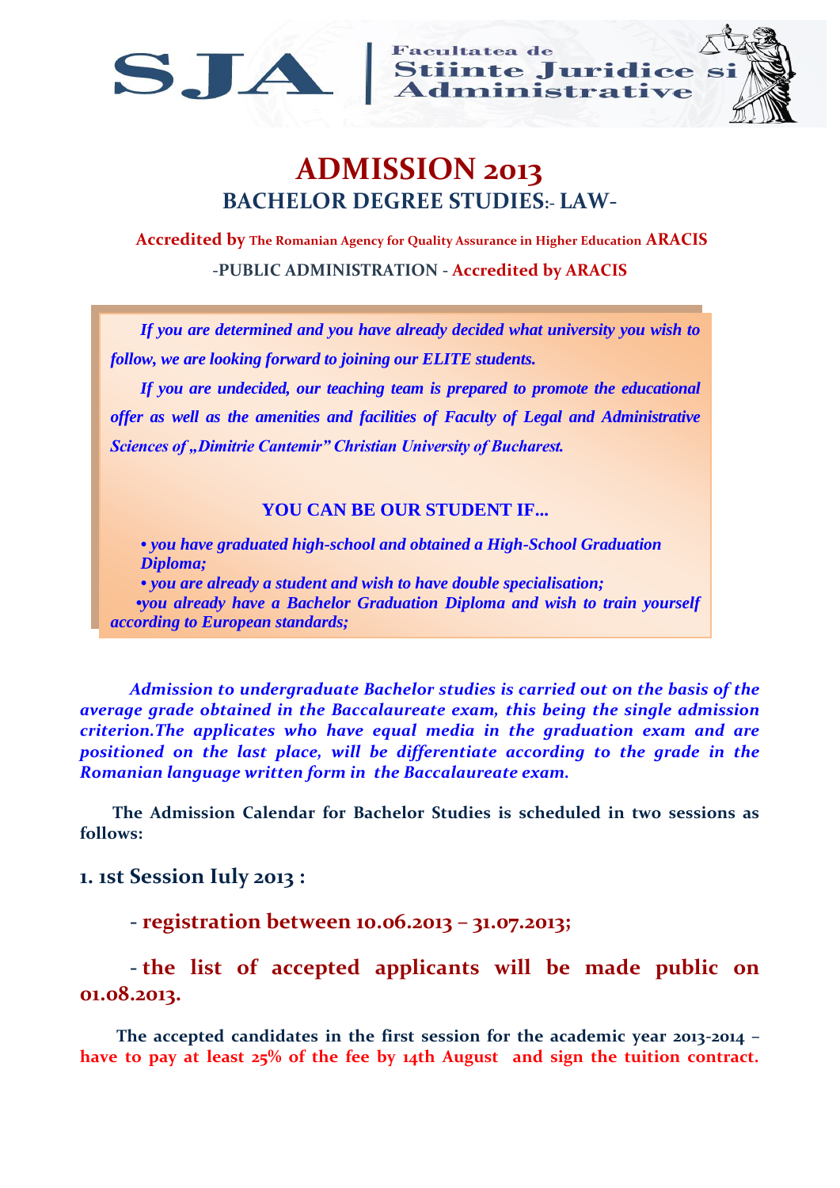SJA | Facultatea de Stiinte Juridice si Administrative

# ADMISSION 2013

## BACHELOR DEGREE STUDIES:- LAW-

**Accredited by The Romanian Agency for Quality Assurance in Higher Education ARACIS**

**-PUBLIC ADMINISTRATION - Accredited by ARACIS**

***If you are determined and you have already decided what university you wish to follow, we are looking forward to joining our ELITE students.***

***If you are undecided, our teaching team is prepared to promote the educational offer as well as the amenities and facilities of Faculty of Legal and Administrative Sciences of „Dimitrie Cantemir" Christian University of Bucharest.***

**YOU CAN BE OUR STUDENT IF…**

- ***you have graduated high-school and obtained a High-School Graduation Diploma;***
- ***you are already a student and wish to have double specialisation;***
- ***you already have a Bachelor Graduation Diploma and wish to train yourself according to European standards;***

***Admission to undergraduate Bachelor studies is carried out on the basis of the average grade obtained in the Baccalaureate exam, this being the single admission criterion.The applicates who have equal media in the graduation exam and are positioned on the last place, will be differentiate according to the grade in the Romanian language written form in the Baccalaureate exam.***

**The Admission Calendar for Bachelor Studies is scheduled in two sessions as follows:**

### 1. 1st Session Iuly 2013 :

- **registration between 10.06.2013 – 31.07.2013;**
- **the list of accepted applicants will be made public on 01.08.2013.**

**The accepted candidates in the first session for the academic year 2013-2014 – have to pay at least 25% of the fee by 14th August and sign the tuition contract.**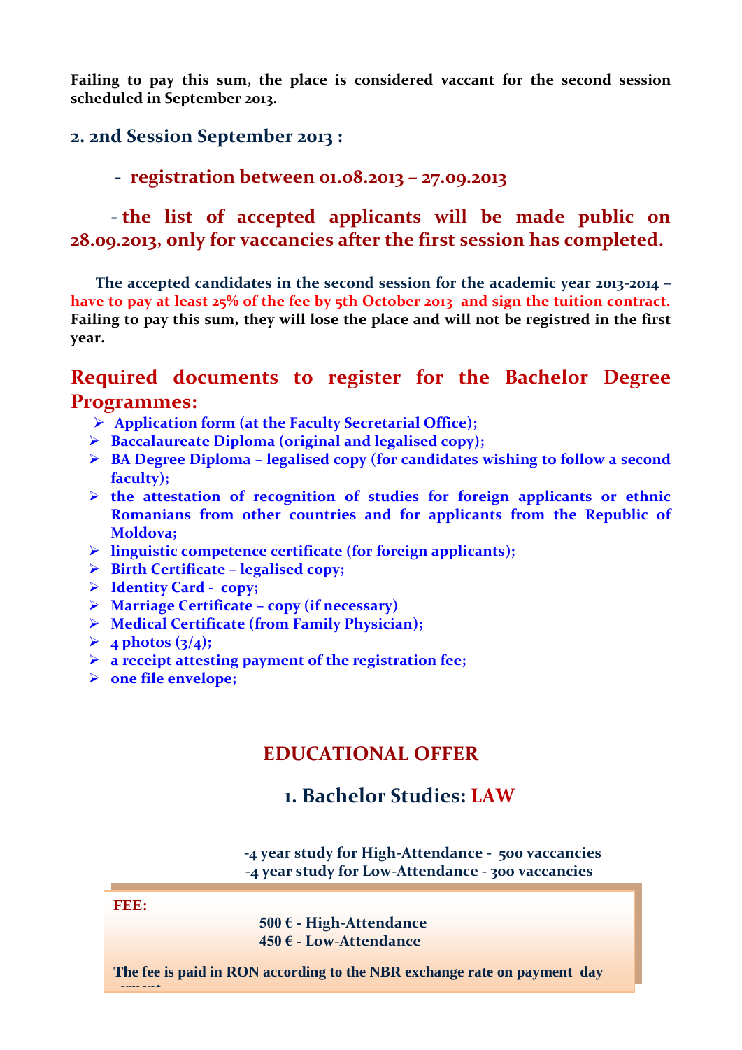**Failing to pay this sum, the place is considered vaccant for the second session scheduled in September 2013.**

## 2. 2nd Session September 2013 :

- **registration between 01.08.2013 – 27.09.2013**

- **the list of accepted applicants will be made public on 28.09.2013, only for vaccancies after the first session has completed.**

**The accepted candidates in the second session for the academic year 2013-2014 – have to pay at least 25% of the fee by 5th October 2013 and sign the tuition contract. Failing to pay this sum, they will lose the place and will not be registred in the first year.**

## Required documents to register for the Bachelor Degree Programmes:

- **Application form (at the Faculty Secretarial Office);**
- **Baccalaureate Diploma (original and legalised copy);**
- **BA Degree Diploma – legalised copy (for candidates wishing to follow a second faculty);**
- **the attestation of recognition of studies for foreign applicants or ethnic Romanians from other countries and for applicants from the Republic of Moldova;**
- **linguistic competence certificate (for foreign applicants);**
- **Birth Certificate – legalised copy;**
- **Identity Card - copy;**
- **Marriage Certificate – copy (if necessary)**
- **Medical Certificate (from Family Physician);**
- **4 photos (3/4);**
- **a receipt attesting payment of the registration fee;**
- **one file envelope;**

# EDUCATIONAL OFFER

## 1. Bachelor Studies: LAW

-4 year study for High-Attendance - 500 vaccancies
-4 year study for Low-Attendance - 300 vaccancies

**FEE:**

500 € - High-Attendance
450 € - Low-Attendance

**The fee is paid in RON according to the NBR exchange rate on payment day**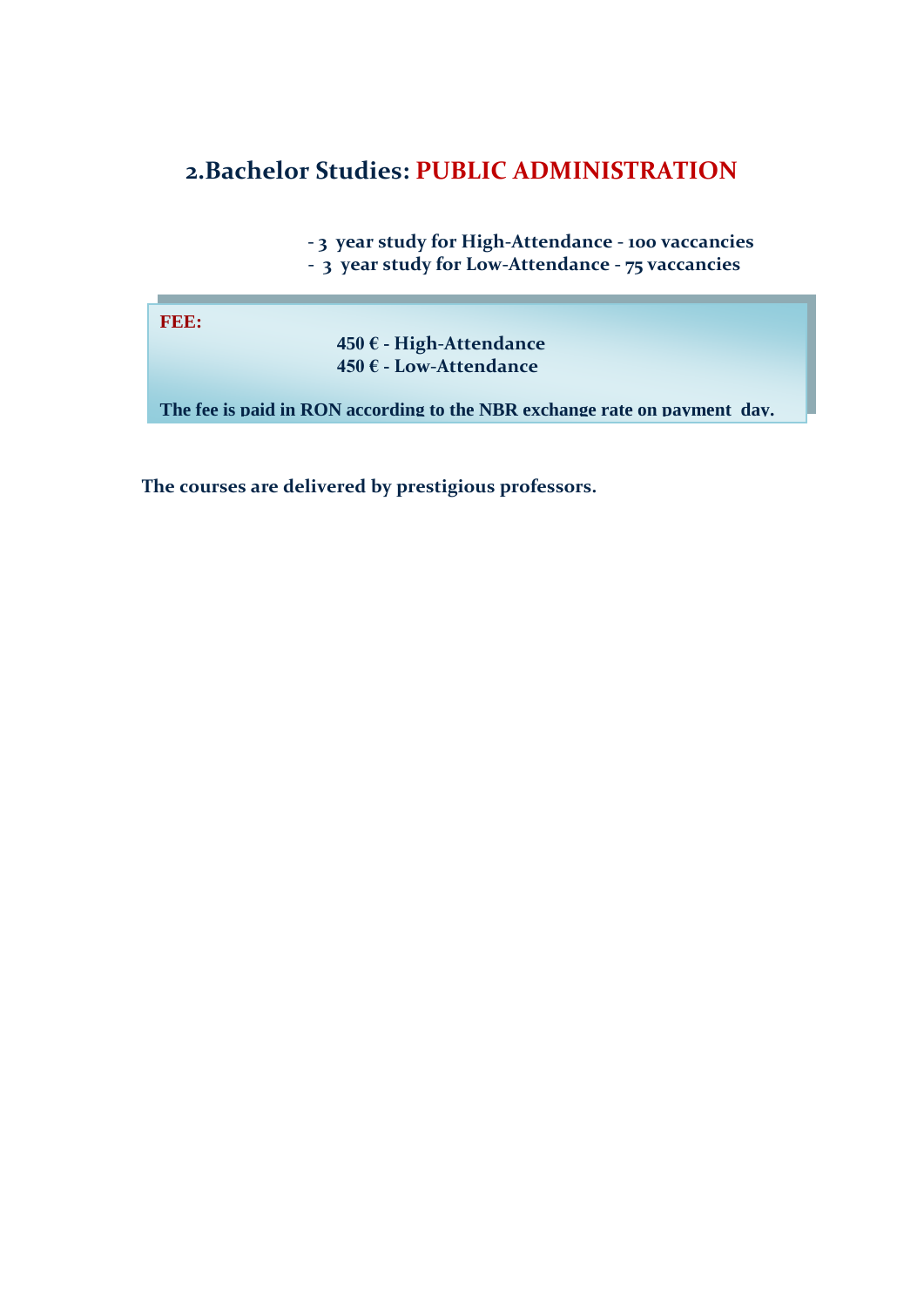## 2.Bachelor Studies: PUBLIC ADMINISTRATION

- 3 year study for High-Attendance - 100 vaccancies
- 3 year study for Low-Attendance - 75 vaccancies

**FEE:**

**450 € - High-Attendance**
**450 € - Low-Attendance**

**The fee is paid in RON according to the NBR exchange rate on payment day.**

**The courses are delivered by prestigious professors.**